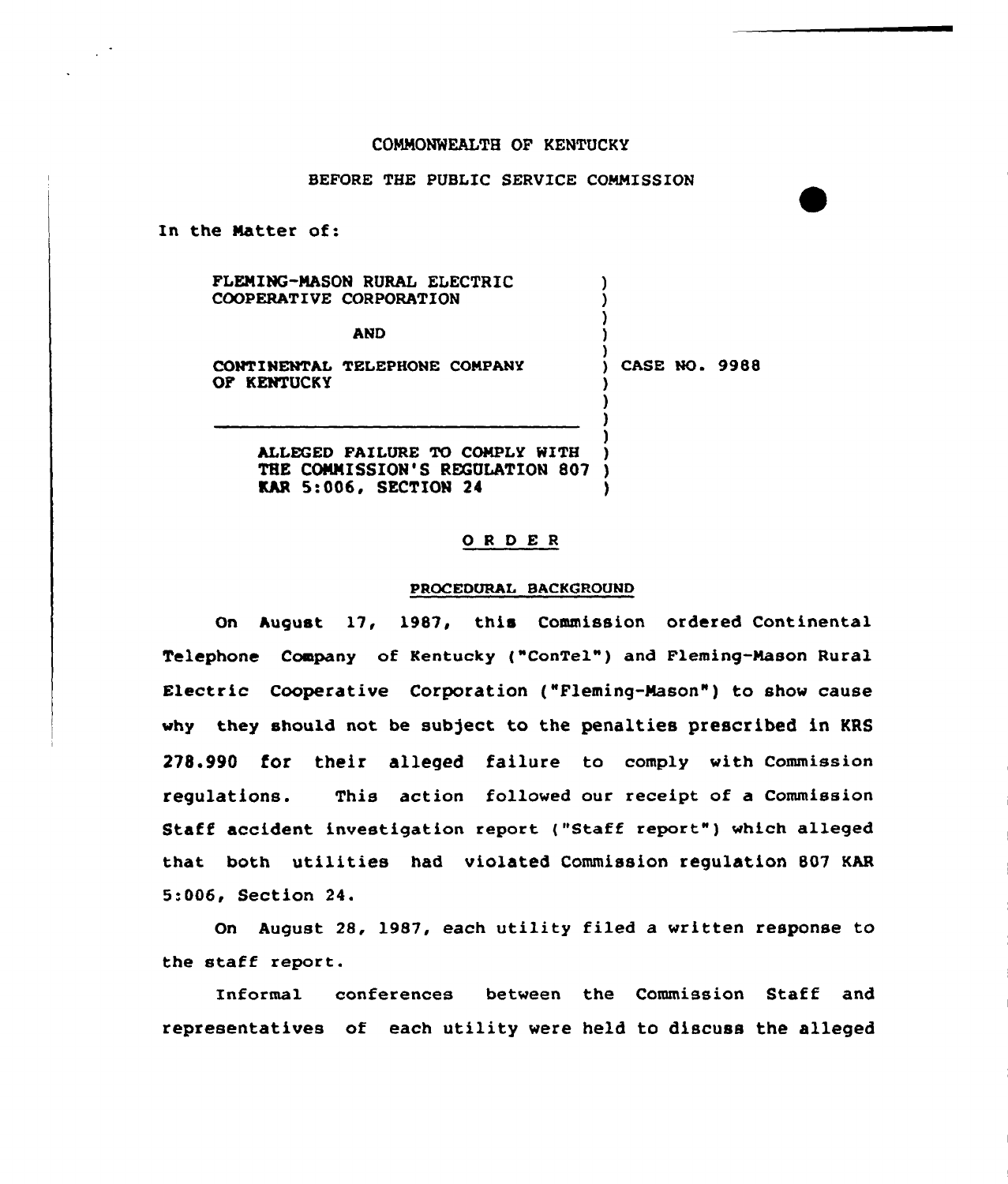COMMONWEALTH OF KENTUCKY

BEFORE THE PUBLIC SERVICE COMMISSION

In the Matter of:

FLEMING-MASON RURAL ELECTRIC COOPERATIVE CORPORATION

AND

CONTINENTAL TELEPHONE COMPANY OF KENTUCKY

ALLEGED FAILURE TO COMPLY WITH THE COMMISSION'S REGULATION 807 KAR 5:006, SECTION 24

CASE NO. 9988

# O R D E R

## PROCEDURAL BACKGROUND

On August 17, 1987, this Commission ordered Continental Telephone Company of Kentucky ("ConTel") and Fleming-Mason Rural Electric Cooperative Corporation ("Fleming-Mason") to show cause why they should not be subject to the penalties prescribed in KRS 278.990 for their alleged failure to comply with Commission regulations. This action followed our receipt of a Commission Staff accident investigation report ("Staff report") which alleged that both utilities had violated Commission regulation 807 KAR 5:006, Section 24.

On August 28, 1987, each utility filed a written response to the staff report.

Informal conferences between the Commission Staff and representatives of each utility were held to discuss the alleged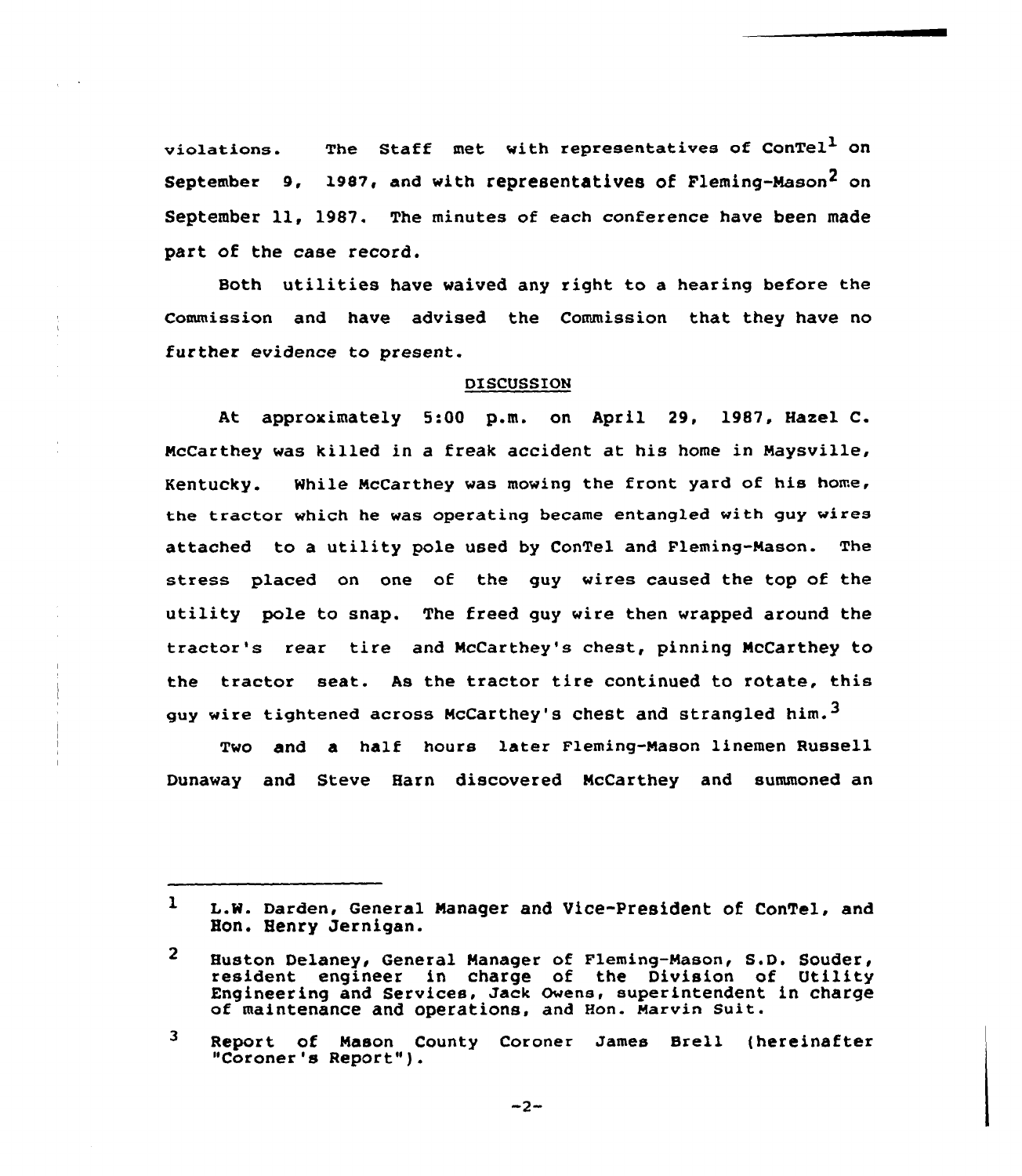violations. The Staff met with representatives of ConTel[1] on September 9, 1987, and with representatives of Fleming-Mason[2] on September 11, 1987. The minutes of each conference have been made part of the case record.

Both utilities have waived any right to a hearing before the Commission and have advised the Commission that they have no further evidence to present.

## DISCUSSION

At approximately 5:00 p.m. on April 29, 1987, Hazel C. McCarthey was killed in a freak accident at his home in Maysville, Kentucky. While McCarthey was mowing the front yard of his home, the tractor which he was operating became entangled with guy wires attached to a utility pole used by ConTel and Fleming-Mason. The stress placed on one of the guy wires caused the top of the utility pole to snap. The freed guy wire then wrapped around the tractor's rear tire and McCarthey's chest, pinning McCarthey to the tractor seat. As the tractor tire continued to rotate, this guy wire tightened across McCarthey's chest and strangled him.[3]

Two and a half hours later Fleming-Mason linemen Russell Dunaway and Steve Harn discovered McCarthey and summoned an

---

[1] L.W. Darden, General Manager and Vice-President of ConTel, and Hon. Henry Jernigan.

[2] Huston Delaney, General Manager of Fleming-Mason, S.D. Souder, resident engineer in charge of the Division of Utility Engineering and Services, Jack Owens, superintendent in charge of maintenance and operations, and Hon. Marvin Suit.

[3] Report of Mason County Coroner James Brell (hereinafter "Coroner's Report").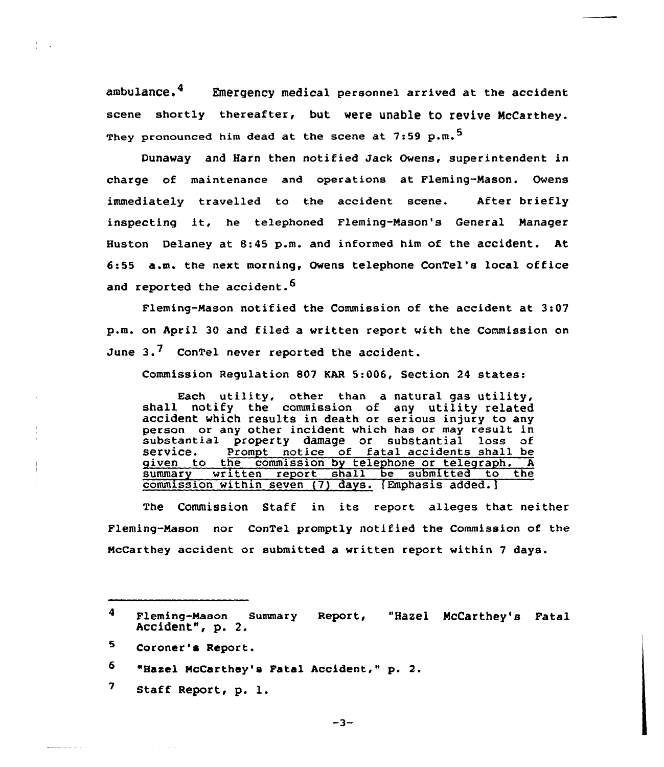ambulance.[4] Emergency medical personnel arrived at the accident scene shortly thereafter, but were unable to revive McCarthey. They pronounced him dead at the scene at 7:59 p.m.[5]

Dunaway and Harn then notified Jack Owens, superintendent in charge of maintenance and operations at Fleming-Mason. Owens immediately travelled to the accident scene. After briefly inspecting it, he telephoned Fleming-Mason's General Manager Huston Delaney at 8:45 p.m. and informed him of the accident. At 6:55 a.m. the next morning, Owens telephone ConTel's local office and reported the accident.[6]

Fleming-Mason notified the Commission of the accident at 3:07 p.m. on April 30 and filed a written report with the Commission on June 3.[7] ConTel never reported the accident.

Commission Regulation 807 KAR 5:006, Section 24 states:

> Each utility, other than a natural gas utility, shall notify the commission of any utility related accident which results in death or serious injury to any person or any other incident which has or may result in substantial property damage or substantial loss of service. <u>Prompt notice of fatal accidents shall be given to the commission by telephone or telegraph. A summary written report shall be submitted to the commission within seven (7) days.</u> [Emphasis added.]

The Commission Staff in its report alleges that neither Fleming-Mason nor ConTel promptly notified the Commission of the McCarthey accident or submitted a written report within 7 days.

---

[4] Fleming-Mason Summary Report, "Hazel McCarthey's Fatal Accident", p. 2.

[5] Coroner's Report.

[6] "Hazel McCarthey's Fatal Accident," p. 2.

[7] Staff Report, p. 1.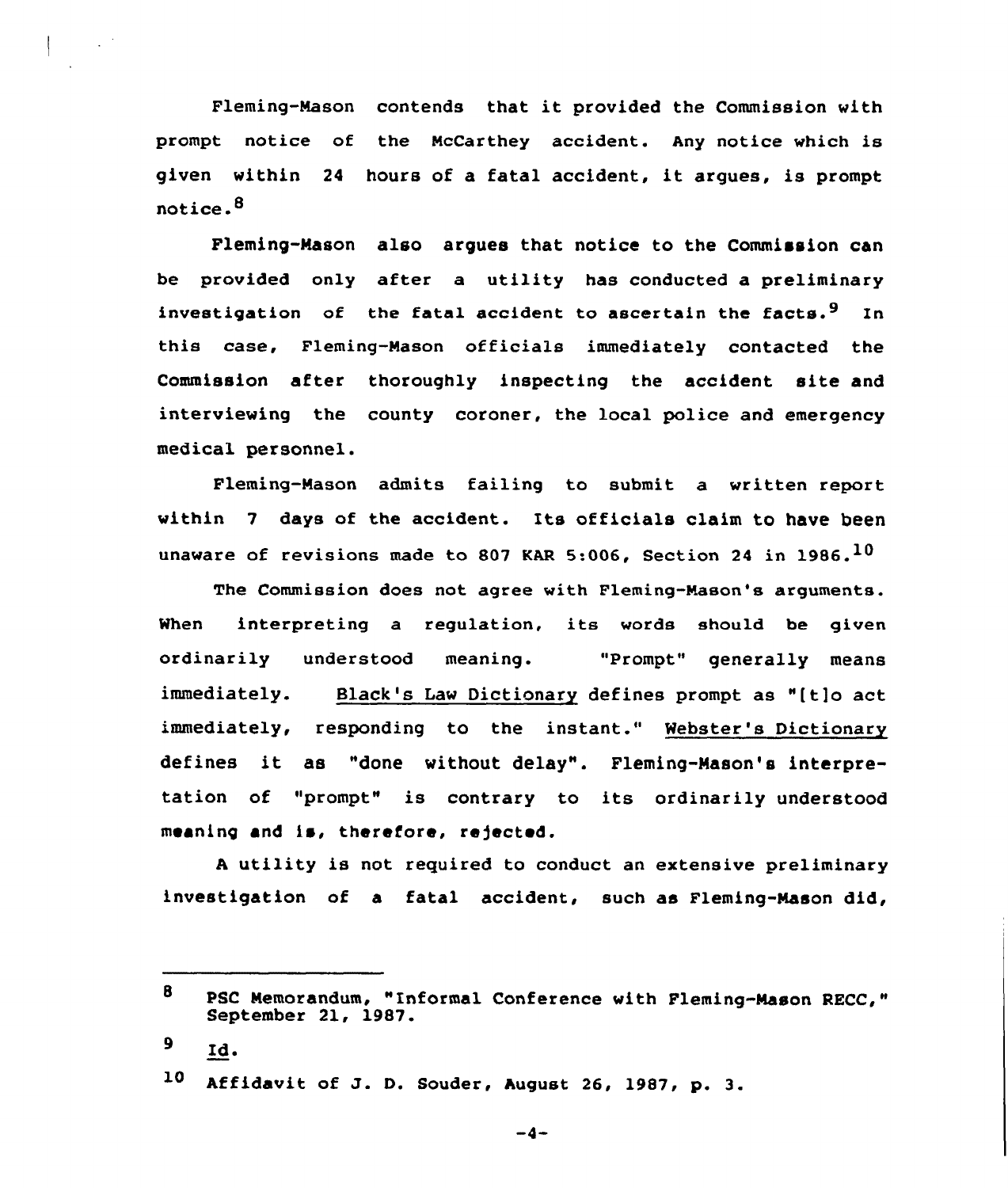Fleming-Mason contends that it provided the Commission with prompt notice of the McCarthey accident. Any notice which is given within 24 hours of a fatal accident, it argues, is prompt notice.[8]

Fleming-Mason also argues that notice to the Commission can be provided only after a utility has conducted a preliminary investigation of the fatal accident to ascertain the facts.[9] In this case, Fleming-Mason officials immediately contacted the Commission after thoroughly inspecting the accident site and interviewing the county coroner, the local police and emergency medical personnel.

Fleming-Mason admits failing to submit a written report within 7 days of the accident. Its officials claim to have been unaware of revisions made to 807 KAR 5:006, Section 24 in 1986.[10]

The Commission does not agree with Fleming-Mason's arguments. When interpreting a regulation, its words should be given ordinarily understood meaning. "Prompt" generally means immediately. Black's Law Dictionary defines prompt as "[t]o act immediately, responding to the instant." Webster's Dictionary defines it as "done without delay". Fleming-Mason's interpretation of "prompt" is contrary to its ordinarily understood meaning and is, therefore, rejected.

A utility is not required to conduct an extensive preliminary investigation of a fatal accident, such as Fleming-Mason did,

---

[8] PSC Memorandum, "Informal Conference with Fleming-Mason RECC," September 21, 1987.

[9] Id.

[10] Affidavit of J. D. Souder, August 26, 1987, p. 3.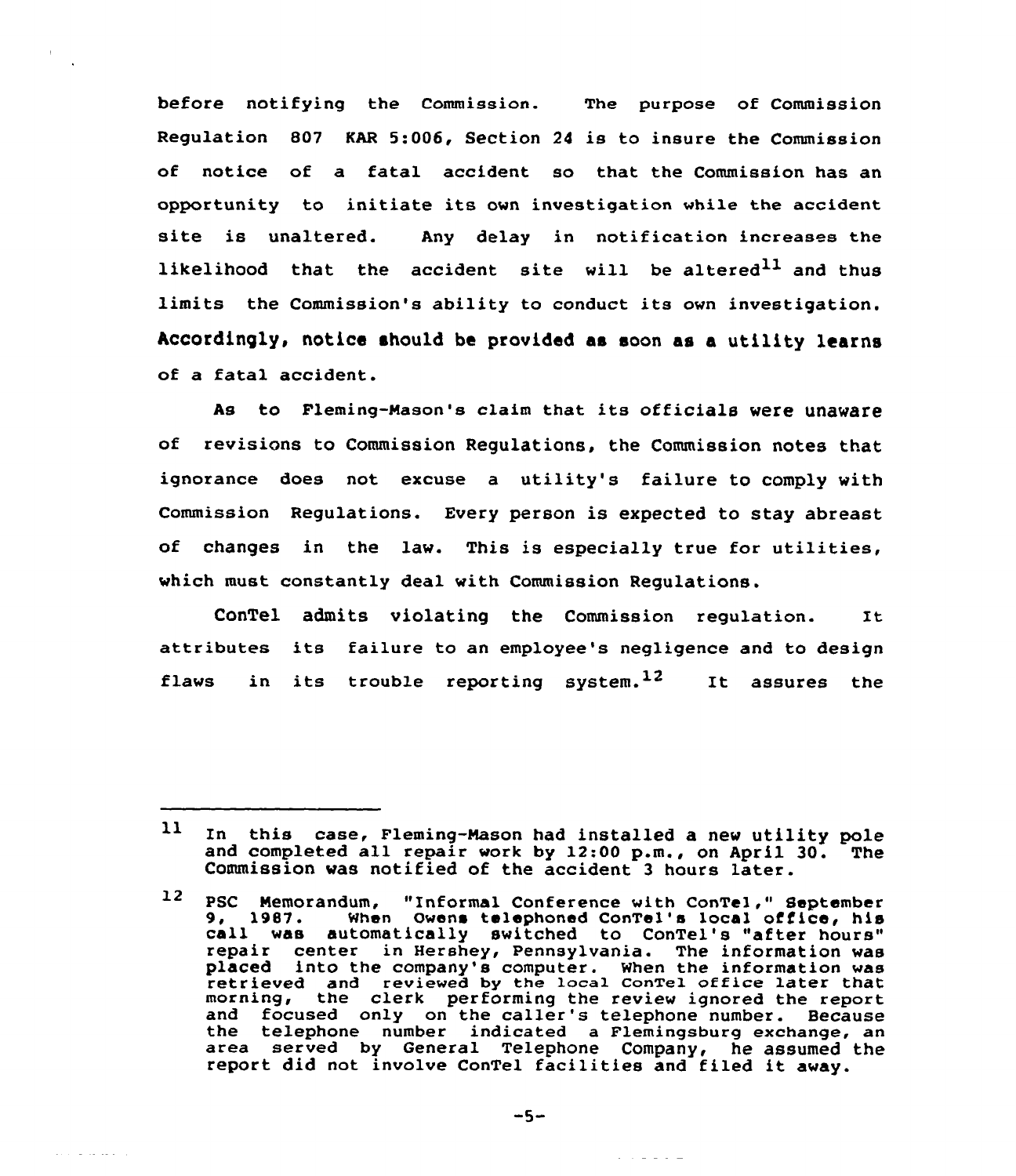before notifying the Commission. The purpose of Commission Regulation 807 KAR 5:006, Section 24 is to insure the Commission of notice of a fatal accident so that the Commission has an opportunity to initiate its own investigation while the accident site is unaltered. Any delay in notification increases the likelihood that the accident site will be altered[11] and thus limits the Commission's ability to conduct its own investigation. Accordingly, notice should be provided as soon as a utility learns of a fatal accident.

As to Fleming-Mason's claim that its officials were unaware of revisions to Commission Regulations, the Commission notes that ignorance does not excuse a utility's failure to comply with Commission Regulations. Every person is expected to stay abreast of changes in the law. This is especially true for utilities, which must constantly deal with Commission Regulations.

ConTel admits violating the Commission regulation. It attributes its failure to an employee's negligence and to design flaws in its trouble reporting system.[12] It assures the

---

[11] In this case, Fleming-Mason had installed a new utility pole and completed all repair work by 12:00 p.m., on April 30. The Commission was notified of the accident 3 hours later.

[12] PSC Memorandum, "Informal Conference with ConTel," September 9, 1987. When Owens telephoned ConTel's local office, his call was automatically switched to ConTel's "after hours" repair center in Hershey, Pennsylvania. The information was placed into the company's computer. When the information was retrieved and reviewed by the local ConTel office later that morning, the clerk performing the review ignored the report and focused only on the caller's telephone number. Because the telephone number indicated a Flemingsburg exchange, an area served by General Telephone Company, he assumed the report did not involve ConTel facilities and filed it away.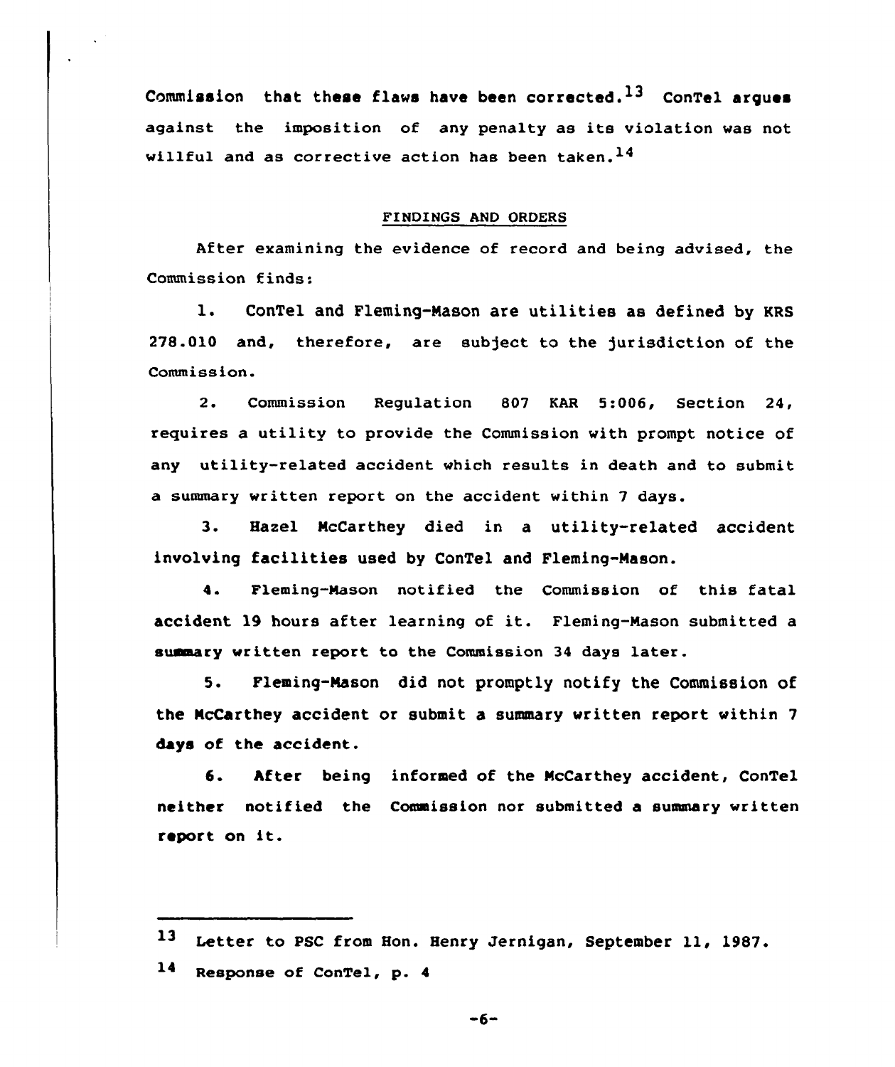Commission that these flaws have been corrected.[13] ConTel argues against the imposition of any penalty as its violation was not willful and as corrective action has been taken.[14]

## FINDINGS AND ORDERS

After examining the evidence of record and being advised, the Commission finds:

1. ConTel and Fleming-Mason are utilities as defined by KRS 278.010 and, therefore, are subject to the jurisdiction of the Commission.

2. Commission Regulation 807 KAR 5:006, Section 24, requires a utility to provide the Commission with prompt notice of any utility-related accident which results in death and to submit a summary written report on the accident within 7 days.

3. Hazel McCarthey died in a utility-related accident involving facilities used by ConTel and Fleming-Mason.

4. Fleming-Mason notified the Commission of this fatal accident 19 hours after learning of it. Fleming-Mason submitted a summary written report to the Commission 34 days later.

5. Fleming-Mason did not promptly notify the Commission of the McCarthey accident or submit a summary written report within 7 days of the accident.

6. After being informed of the McCarthey accident, ConTel neither notified the Commission nor submitted a summary written report on it.

---

[13] Letter to PSC from Hon. Henry Jernigan, September 11, 1987.

[14] Response of ConTel, p. 4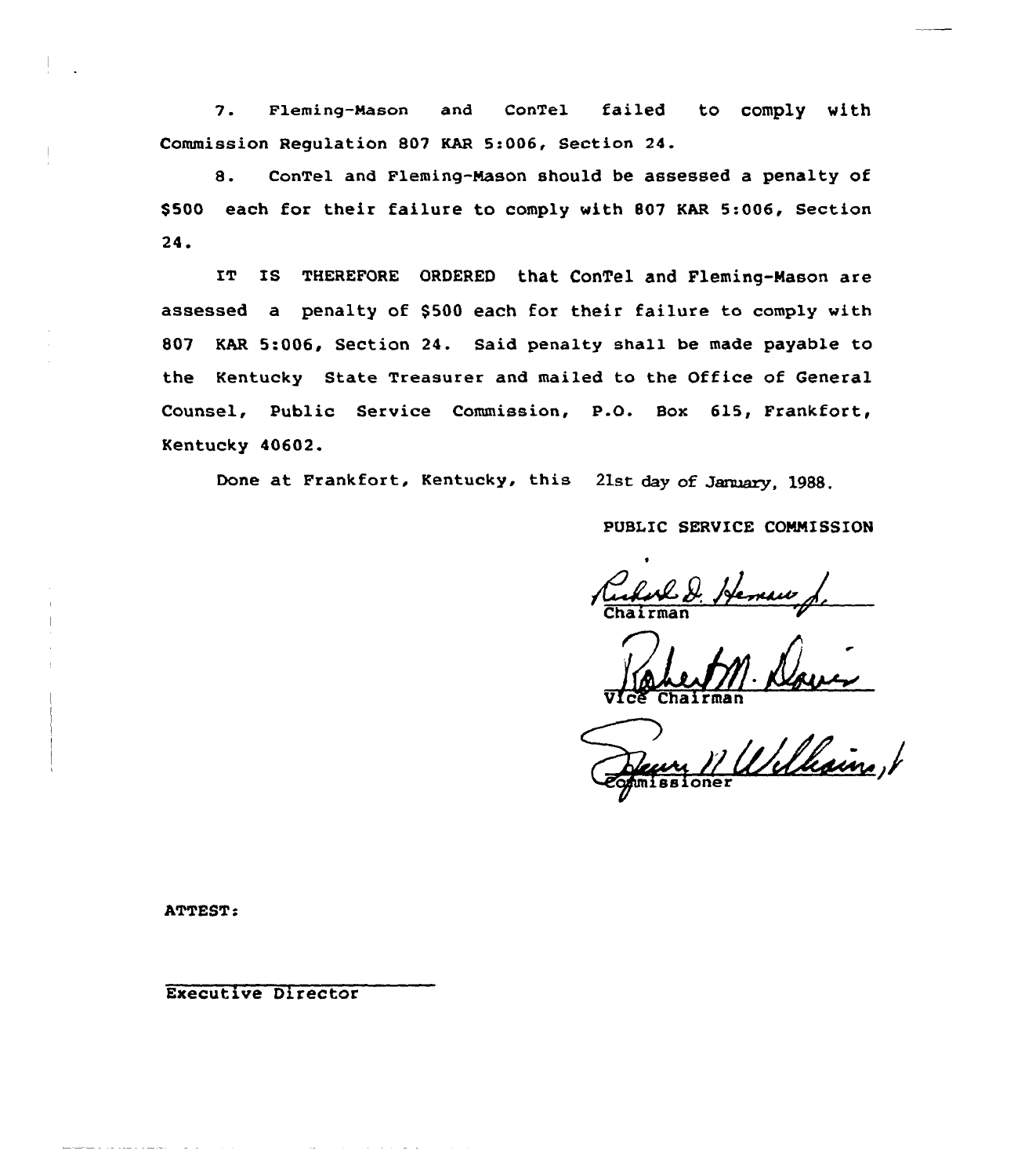7. Fleming-Mason and ConTel failed to comply with Commission Regulation 807 KAR 5:006, Section 24.

8. ConTel and Fleming-Mason should be assessed a penalty of $500 each for their failure to comply with 807 KAR 5:006, Section 24.

IT IS THEREFORE ORDERED that ConTel and Fleming-Mason are assessed a penalty of $500 each for their failure to comply with 807 KAR 5:006, Section 24. Said penalty shall be made payable to the Kentucky State Treasurer and mailed to the Office of General Counsel, Public Service Commission, P.O. Box 615, Frankfort, Kentucky 40602.

Done at Frankfort, Kentucky, this 21st day of January, 1988.

PUBLIC SERVICE COMMISSION

Chairman

Vice Chairman

Commissioner

ATTEST:

Executive Director